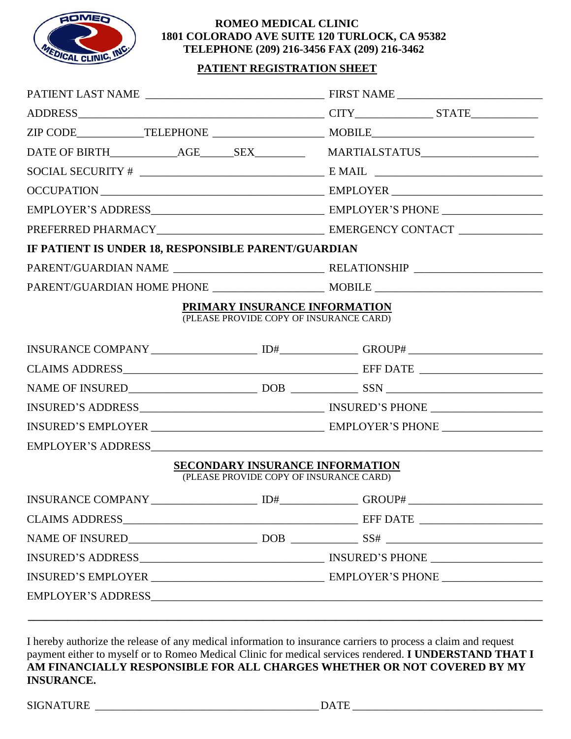**ROMEO MEDICAL CLINIC**
**1801 COLORADO AVE SUITE 120 TURLOCK, CA 95382**
**TELEPHONE (209) 216-3456 FAX (209) 216-3462**

## PATIENT REGISTRATION SHEET

PATIENT LAST NAME ______________________________ FIRST NAME ________________________

ADDRESS ________________________________________ CITY ____________ STATE ___________

ZIP CODE ___________ TELEPHONE __________________ MOBILE __________________________

DATE OF BIRTH ___________ AGE _____ SEX ________ MARTIALSTATUS ___________________

SOCIAL SECURITY # ______________________________ E MAIL ___________________________

OCCUPATION ____________________________________ EMPLOYER _________________________

EMPLOYER'S ADDRESS _____________________________ EMPLOYER'S PHONE _________________

PREFERRED PHARMACY _____________________________ EMERGENCY CONTACT _______________

**IF PATIENT IS UNDER 18, RESPONSIBLE PARENT/GUARDIAN**

PARENT/GUARDIAN NAME ___________________________ RELATIONSHIP _____________________

PARENT/GUARDIAN HOME PHONE _____________________ MOBILE ___________________________

### PRIMARY INSURANCE INFORMATION

(PLEASE PROVIDE COPY OF INSURANCE CARD)

INSURANCE COMPANY _________________ ID# _____________ GROUP# ______________________

CLAIMS ADDRESS ________________________________________ EFF DATE ____________________

NAME OF INSURED _____________________ DOB ___________ SSN _________________________

INSURED'S ADDRESS ______________________________ INSURED'S PHONE __________________

INSURED'S EMPLOYER _____________________________ EMPLOYER'S PHONE _________________

EMPLOYER'S ADDRESS ________________________________________________________________

### SECONDARY INSURANCE INFORMATION

(PLEASE PROVIDE COPY OF INSURANCE CARD)

INSURANCE COMPANY _________________ ID# _____________ GROUP# ______________________

CLAIMS ADDRESS ________________________________________ EFF DATE ____________________

NAME OF INSURED _____________________ DOB ___________ SS# _________________________

INSURED'S ADDRESS ______________________________ INSURED'S PHONE __________________

INSURED'S EMPLOYER _____________________________ EMPLOYER'S PHONE _________________

EMPLOYER'S ADDRESS ________________________________________________________________

---

I hereby authorize the release of any medical information to insurance carriers to process a claim and request payment either to myself or to Romeo Medical Clinic for medical services rendered. **I UNDERSTAND THAT I AM FINANCIALLY RESPONSIBLE FOR ALL CHARGES WHETHER OR NOT COVERED BY MY INSURANCE.**

SIGNATURE ______________________________________ DATE ________________________________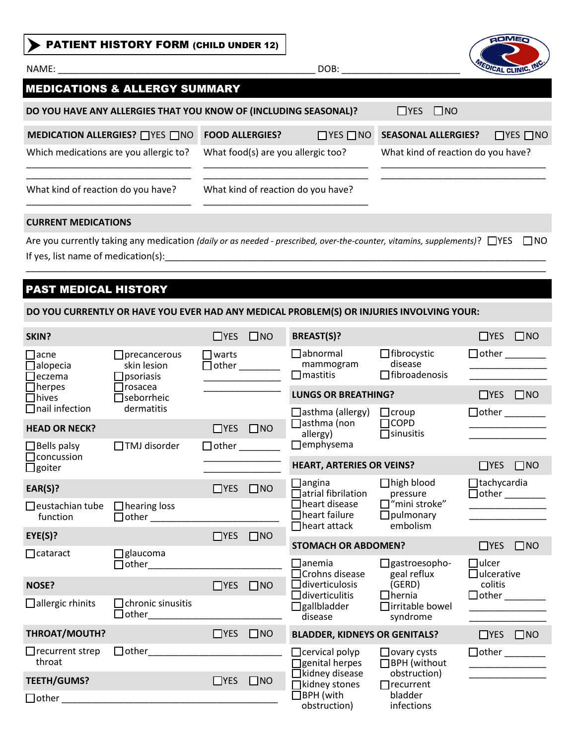# PATIENT HISTORY FORM (CHILD UNDER 12)

ROMEO MEDICAL CLINIC, INC.

NAME: ______________________________________________ DOB: ______________________

## MEDICATIONS & ALLERGY SUMMARY

**DO YOU HAVE ANY ALLERGIES THAT YOU KNOW OF (INCLUDING SEASONAL)?** ☐YES ☐NO

**MEDICATION ALLERGIES?** ☐YES ☐NO

Which medications are you allergic to?
______________________________

What kind of reaction do you have?
______________________________

**FOOD ALLERGIES?** ☐YES ☐NO

What food(s) are you allergic too?
______________________________

What kind of reaction do you have?
______________________________

**SEASONAL ALLERGIES?** ☐YES ☐NO

What kind of reaction do you have?
______________________________
______________________________

**CURRENT MEDICATIONS**

Are you currently taking any medication *(daily or as needed - prescribed, over-the-counter, vitamins, supplements)*? ☐YES ☐NO

If yes, list name of medication(s):______________________________________________
______________________________________________

## PAST MEDICAL HISTORY

**DO YOU CURRENTLY OR HAVE YOU EVER HAD ANY MEDICAL PROBLEM(S) OR INJURIES INVOLVING YOUR:**

**SKIN?** ☐YES ☐NO

- ☐acne
- ☐alopecia
- ☐eczema
- ☐herpes
- ☐hives
- ☐nail infection
- ☐precancerous skin lesion
- ☐psoriasis
- ☐rosacea
- ☐seborrheic dermatitis
- ☐warts
- ☐other ______________

**HEAD OR NECK?** ☐YES ☐NO

- ☐Bells palsy
- ☐concussion
- ☐goiter
- ☐TMJ disorder
- ☐other ______________

**EAR(S)?** ☐YES ☐NO

- ☐eustachian tube function
- ☐hearing loss
- ☐other ______________

**EYE(S)?** ☐YES ☐NO

- ☐cataract
- ☐glaucoma
- ☐other______________

**NOSE?** ☐YES ☐NO

- ☐allergic rhinits
- ☐chronic sinusitis
- ☐other______________

**THROAT/MOUTH?** ☐YES ☐NO

- ☐recurrent strep throat
- ☐other______________

**TEETH/GUMS?** ☐YES ☐NO

- ☐other ______________

**BREAST(S)?** ☐YES ☐NO

- ☐abnormal mammogram
- ☐mastitis
- ☐fibrocystic disease
- ☐fibroadenosis
- ☐other ______________

**LUNGS OR BREATHING?** ☐YES ☐NO

- ☐asthma (allergy)
- ☐asthma (non allergy)
- ☐emphysema
- ☐croup
- ☐COPD
- ☐sinusitis
- ☐other ______________

**HEART, ARTERIES OR VEINS?** ☐YES ☐NO

- ☐angina
- ☐atrial fibrilation
- ☐heart disease
- ☐heart failure
- ☐heart attack
- ☐high blood pressure
- ☐"mini stroke"
- ☐pulmonary embolism
- ☐tachycardia
- ☐other ______________

**STOMACH OR ABDOMEN?** ☐YES ☐NO

- ☐anemia
- ☐Crohns disease
- ☐diverticulosis
- ☐diverticulitis
- ☐gallbladder disease
- ☐gastroesophogeal reflux (GERD)
- ☐hernia
- ☐irritable bowel syndrome
- ☐ulcer
- ☐ulcerative colitis
- ☐other ______________

**BLADDER, KIDNEYS OR GENITALS?** ☐YES ☐NO

- ☐cervical polyp
- ☐genital herpes
- ☐kidney disease
- ☐kidney stones
- ☐BPH (with obstruction)
- ☐ovary cysts
- ☐BPH (without obstruction)
- ☐recurrent bladder infections
- ☐other ______________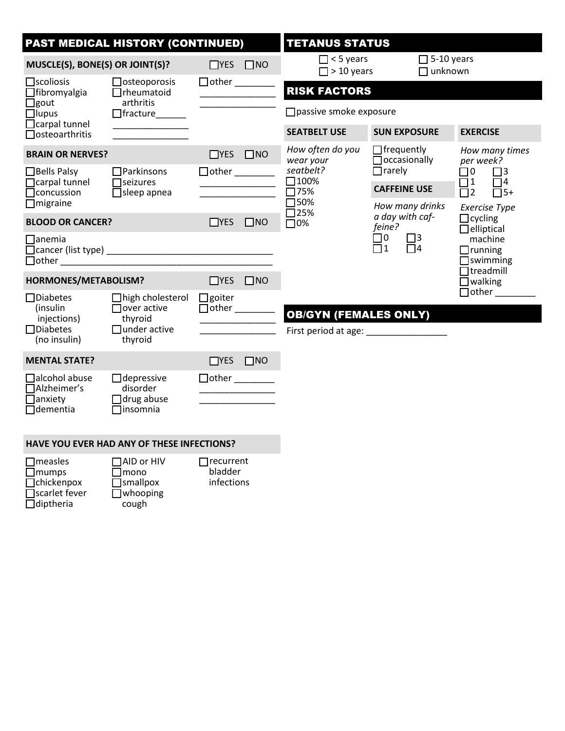## PAST MEDICAL HISTORY (CONTINUED)

**MUSCLE(S), BONE(S) OR JOINT(S)?** ☐YES ☐NO

- ☐scoliosis
- ☐fibromyalgia
- ☐gout
- ☐lupus
- ☐carpal tunnel
- ☐osteoarthritis
- ☐osteoporosis
- ☐rheumatoid arthritis
- ☐fracture______ _______________ _______________
- ☐other ________ _______________ _______________

**BRAIN OR NERVES?** ☐YES ☐NO

- ☐Bells Palsy
- ☐carpal tunnel
- ☐concussion
- ☐migraine
- ☐Parkinsons
- ☐seizures
- ☐sleep apnea
- ☐other ________ _______________ _______________

**BLOOD OR CANCER?** ☐YES ☐NO

- ☐anemia
- ☐cancer (list type) _________________________________
- ☐other ___________________________________________

**HORMONES/METABOLISM?** ☐YES ☐NO

- ☐Diabetes (insulin injections)
- ☐Diabetes (no insulin)
- ☐high cholesterol
- ☐over active thyroid
- ☐under active thyroid
- ☐goiter
- ☐other ________ _______________ _______________

**MENTAL STATE?** ☐YES ☐NO

- ☐alcohol abuse
- ☐Alzheimer's
- ☐anxiety
- ☐dementia
- ☐depressive disorder
- ☐drug abuse
- ☐insomnia
- ☐other ________ _______________ _______________

**HAVE YOU EVER HAD ANY OF THESE INFECTIONS?**

- ☐measles
- ☐mumps
- ☐chickenpox
- ☐scarlet fever
- ☐diptheria
- ☐AID or HIV
- ☐mono
- ☐smallpox
- ☐whooping cough
- ☐recurrent bladder infections

## TETANUS STATUS

- ☐ < 5 years
- ☐ > 10 years
- ☐ 5-10 years
- ☐ unknown

## RISK FACTORS

☐passive smoke exposure

**SEATBELT USE**

*How often do you wear your seatbelt?*

- ☐100%
- ☐75%
- ☐50%
- ☐25%
- ☐0%

**SUN EXPOSURE**

- ☐frequently
- ☐occasionally
- ☐rarely

**CAFFEINE USE**

*How many drinks a day with caffeine?*

- ☐0
- ☐1
- ☐3
- ☐4

**EXERCISE**

*How many times per week?*

- ☐0
- ☐1
- ☐2
- ☐3
- ☐4
- ☐5+

*Exercise Type*

- ☐cycling
- ☐elliptical machine
- ☐running
- ☐swimming
- ☐treadmill
- ☐walking
- ☐other ________

## OB/GYN (FEMALES ONLY)

First period at age: ________________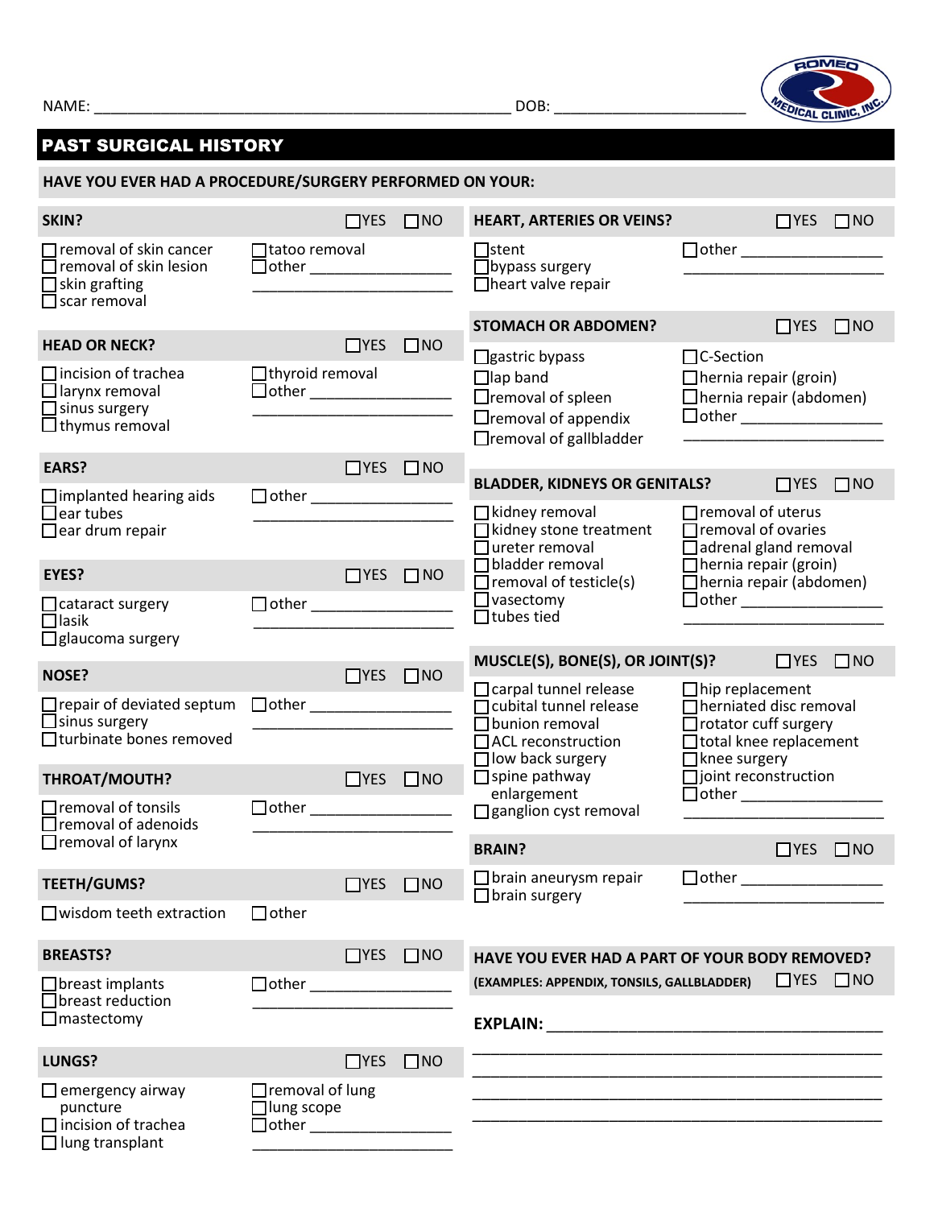NAME: ______________________________________________ DOB: ______________________

ROMEO MEDICAL CLINIC, INC.

# PAST SURGICAL HISTORY

**HAVE YOU EVER HAD A PROCEDURE/SURGERY PERFORMED ON YOUR:**

### SKIN? ☐YES ☐NO

- ☐ removal of skin cancer
- ☐ removal of skin lesion
- ☐ skin grafting
- ☐ scar removal
- ☐ tatoo removal
- ☐ other ________________

### HEAD OR NECK? ☐YES ☐NO

- ☐ incision of trachea
- ☐ larynx removal
- ☐ sinus surgery
- ☐ thymus removal
- ☐ thyroid removal
- ☐ other ________________

### EARS? ☐YES ☐NO

- ☐ implanted hearing aids
- ☐ ear tubes
- ☐ ear drum repair
- ☐ other ________________

### EYES? ☐YES ☐NO

- ☐ cataract surgery
- ☐ lasik
- ☐ glaucoma surgery
- ☐ other ________________

### NOSE? ☐YES ☐NO

- ☐ repair of deviated septum
- ☐ sinus surgery
- ☐ turbinate bones removed
- ☐ other ________________

### THROAT/MOUTH? ☐YES ☐NO

- ☐ removal of tonsils
- ☐ removal of adenoids
- ☐ removal of larynx
- ☐ other ________________

### TEETH/GUMS? ☐YES ☐NO

- ☐ wisdom teeth extraction
- ☐ other

### BREASTS? ☐YES ☐NO

- ☐ breast implants
- ☐ breast reduction
- ☐ mastectomy
- ☐ other ________________

### LUNGS? ☐YES ☐NO

- ☐ emergency airway puncture
- ☐ incision of trachea
- ☐ lung transplant
- ☐ removal of lung
- ☐ lung scope
- ☐ other ________________

### HEART, ARTERIES OR VEINS? ☐YES ☐NO

- ☐ stent
- ☐ bypass surgery
- ☐ heart valve repair
- ☐ other ________________

### STOMACH OR ABDOMEN? ☐YES ☐NO

- ☐ gastric bypass
- ☐ lap band
- ☐ removal of spleen
- ☐ removal of appendix
- ☐ removal of gallbladder
- ☐ C-Section
- ☐ hernia repair (groin)
- ☐ hernia repair (abdomen)
- ☐ other ________________

### BLADDER, KIDNEYS OR GENITALS? ☐YES ☐NO

- ☐ kidney removal
- ☐ kidney stone treatment
- ☐ ureter removal
- ☐ bladder removal
- ☐ removal of testicle(s)
- ☐ vasectomy
- ☐ tubes tied
- ☐ removal of uterus
- ☐ removal of ovaries
- ☐ adrenal gland removal
- ☐ hernia repair (groin)
- ☐ hernia repair (abdomen)
- ☐ other ________________

### MUSCLE(S), BONE(S), OR JOINT(S)? ☐YES ☐NO

- ☐ carpal tunnel release
- ☐ cubital tunnel release
- ☐ bunion removal
- ☐ ACL reconstruction
- ☐ low back surgery
- ☐ spine pathway enlargement
- ☐ ganglion cyst removal
- ☐ hip replacement
- ☐ herniated disc removal
- ☐ rotator cuff surgery
- ☐ total knee replacement
- ☐ knee surgery
- ☐ joint reconstruction
- ☐ other ________________

### BRAIN? ☐YES ☐NO

- ☐ brain aneurysm repair
- ☐ brain surgery
- ☐ other ________________

### HAVE YOU EVER HAD A PART OF YOUR BODY REMOVED?

**(EXAMPLES: APPENDIX, TONSILS, GALLBLADDER)** ☐YES ☐NO

**EXPLAIN:** ________________________________________

________________________________________________

________________________________________________

________________________________________________

________________________________________________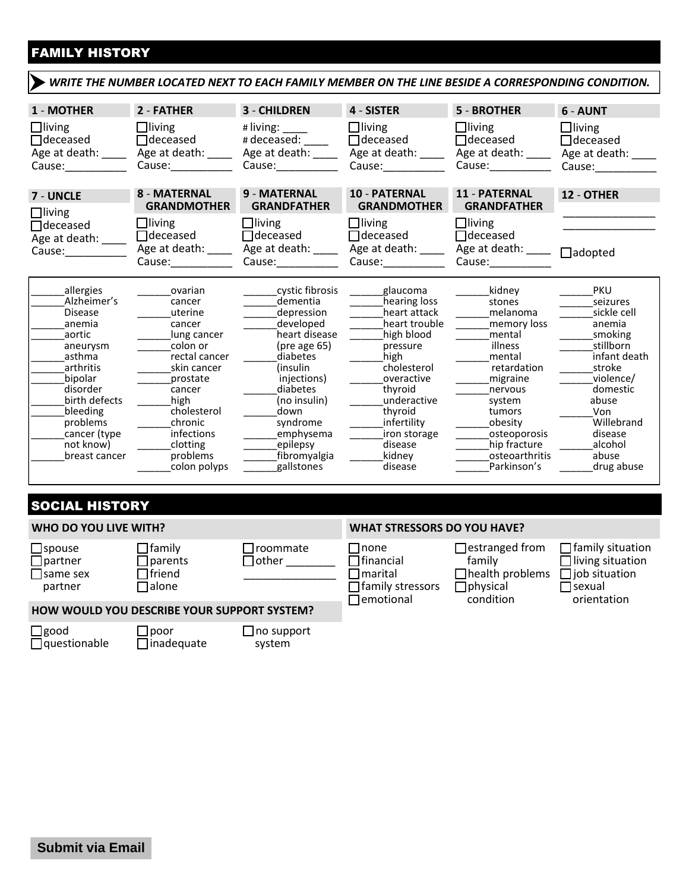## FAMILY HISTORY

***WRITE THE NUMBER LOCATED NEXT TO EACH FAMILY MEMBER ON THE LINE BESIDE A CORRESPONDING CONDITION.***

| 1 - MOTHER | 2 - FATHER | 3 - CHILDREN | 4 - SISTER | 5 - BROTHER | 6 - AUNT |
|---|---|---|---|---|---|
| ☐ living<br>☐ deceased<br>Age at death: ____<br>Cause:__________ | ☐ living<br>☐ deceased<br>Age at death: ____<br>Cause:__________ | # living: ____<br># deceased: ____<br>Age at death: ____<br>Cause:__________ | ☐ living<br>☐ deceased<br>Age at death: ____<br>Cause:__________ | ☐ living<br>☐ deceased<br>Age at death: ____<br>Cause:__________ | ☐ living<br>☐ deceased<br>Age at death: ____<br>Cause:__________ |
| **7 - UNCLE** | **8 - MATERNAL GRANDMOTHER** | **9 - MATERNAL GRANDFATHER** | **10 - PATERNAL GRANDMOTHER** | **11 - PATERNAL GRANDFATHER** | **12 - OTHER** |
| ☐ living<br>☐ deceased<br>Age at death: ____<br>Cause:__________ | ☐ living<br>☐ deceased<br>Age at death: ____<br>Cause:__________ | ☐ living<br>☐ deceased<br>Age at death: ____<br>Cause:__________ | ☐ living<br>☐ deceased<br>Age at death: ____<br>Cause:__________ | ☐ living<br>☐ deceased<br>Age at death: ____<br>Cause:__________ | _______________<br>_______________<br>☐ adopted |

| | | | | | |
|---|---|---|---|---|---|
| ______allergies | ______ovarian cancer | ______cystic fibrosis | ______glaucoma | ______kidney stones | ______PKU |
| ______Alzheimer's Disease | ______uterine cancer | ______dementia | ______hearing loss | ______melanoma | ______seizures |
| ______anemia | ______lung cancer | ______depression | ______heart attack | ______memory loss | ______sickle cell anemia |
| ______aortic aneurysm | ______colon or rectal cancer | ______developed heart disease (pre age 65) | ______heart trouble | ______mental illness | ______smoking |
| ______asthma | ______skin cancer | ______diabetes (insulin injections) | ______high blood pressure | ______mental retardation | ______stillborn infant death |
| ______arthritis | ______prostate cancer | ______diabetes (no insulin) | ______high cholesterol | ______migraine | ______stroke |
| ______bipolar disorder | ______high cholesterol | ______down syndrome | ______overactive thyroid | ______nervous system tumors | ______violence/ domestic abuse |
| ______birth defects | ______chronic infections | ______emphysema | ______underactive thyroid | ______obesity | ______Von Willebrand disease |
| ______bleeding problems | ______clotting problems | ______epilepsy | ______infertility | ______osteoporosis | ______alcohol abuse |
| ______cancer (type not know) | ______colon polyps | ______fibromyalgia | ______iron storage disease | ______hip fracture | ______drug abuse |
| ______breast cancer | | ______gallstones | ______kidney disease | ______osteoarthritis | |
| | | | | ______Parkinson's | |

## SOCIAL HISTORY

**WHO DO YOU LIVE WITH?**

- ☐ spouse
- ☐ partner
- ☐ same sex partner
- ☐ family
- ☐ parents
- ☐ friend
- ☐ alone
- ☐ roommate
- ☐ other ________ _______________

**WHAT STRESSORS DO YOU HAVE?**

- ☐ none
- ☐ financial
- ☐ marital
- ☐ family stressors
- ☐ emotional
- ☐ estranged from family
- ☐ health problems
- ☐ physical condition
- ☐ family situation
- ☐ living situation
- ☐ job situation
- ☐ sexual orientation

**HOW WOULD YOU DESCRIBE YOUR SUPPORT SYSTEM?**

- ☐ good
- ☐ questionable
- ☐ poor
- ☐ inadequate
- ☐ no support system

Submit via Email